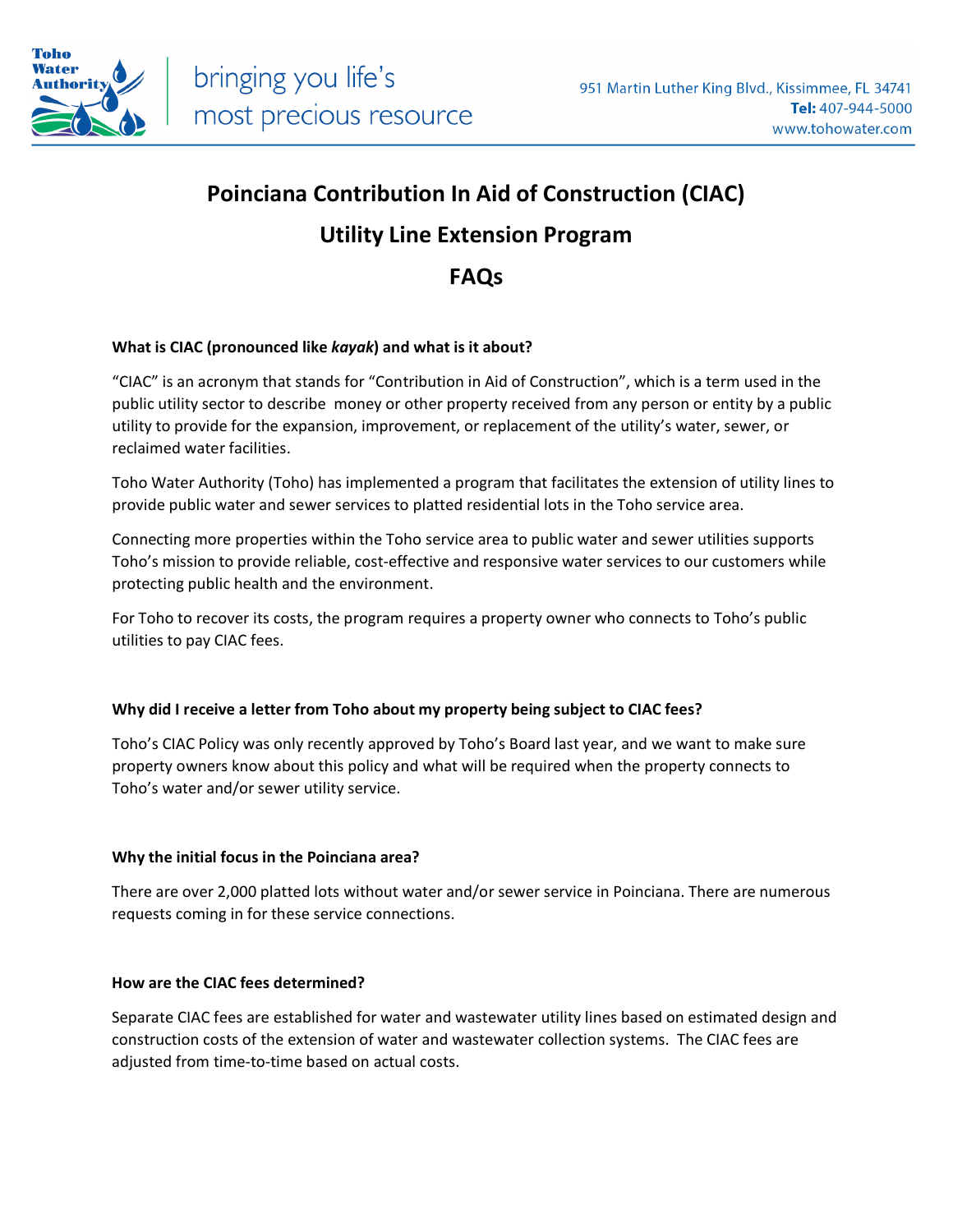# Poinciana Contribution In Aid of Construction (CIAC)

## Utility Line Extension Program

## FAQs

**What is CIAC (pronounced like *kayak*) and what is it about?**

"CIAC" is an acronym that stands for "Contribution in Aid of Construction", which is a term used in the public utility sector to describe money or other property received from any person or entity by a public utility to provide for the expansion, improvement, or replacement of the utility's water, sewer, or reclaimed water facilities.

Toho Water Authority (Toho) has implemented a program that facilitates the extension of utility lines to provide public water and sewer services to platted residential lots in the Toho service area.

Connecting more properties within the Toho service area to public water and sewer utilities supports Toho's mission to provide reliable, cost-effective and responsive water services to our customers while protecting public health and the environment.

For Toho to recover its costs, the program requires a property owner who connects to Toho's public utilities to pay CIAC fees.

**Why did I receive a letter from Toho about my property being subject to CIAC fees?**

Toho's CIAC Policy was only recently approved by Toho's Board last year, and we want to make sure property owners know about this policy and what will be required when the property connects to Toho's water and/or sewer utility service.

**Why the initial focus in the Poinciana area?**

There are over 2,000 platted lots without water and/or sewer service in Poinciana. There are numerous requests coming in for these service connections.

**How are the CIAC fees determined?**

Separate CIAC fees are established for water and wastewater utility lines based on estimated design and construction costs of the extension of water and wastewater collection systems. The CIAC fees are adjusted from time-to-time based on actual costs.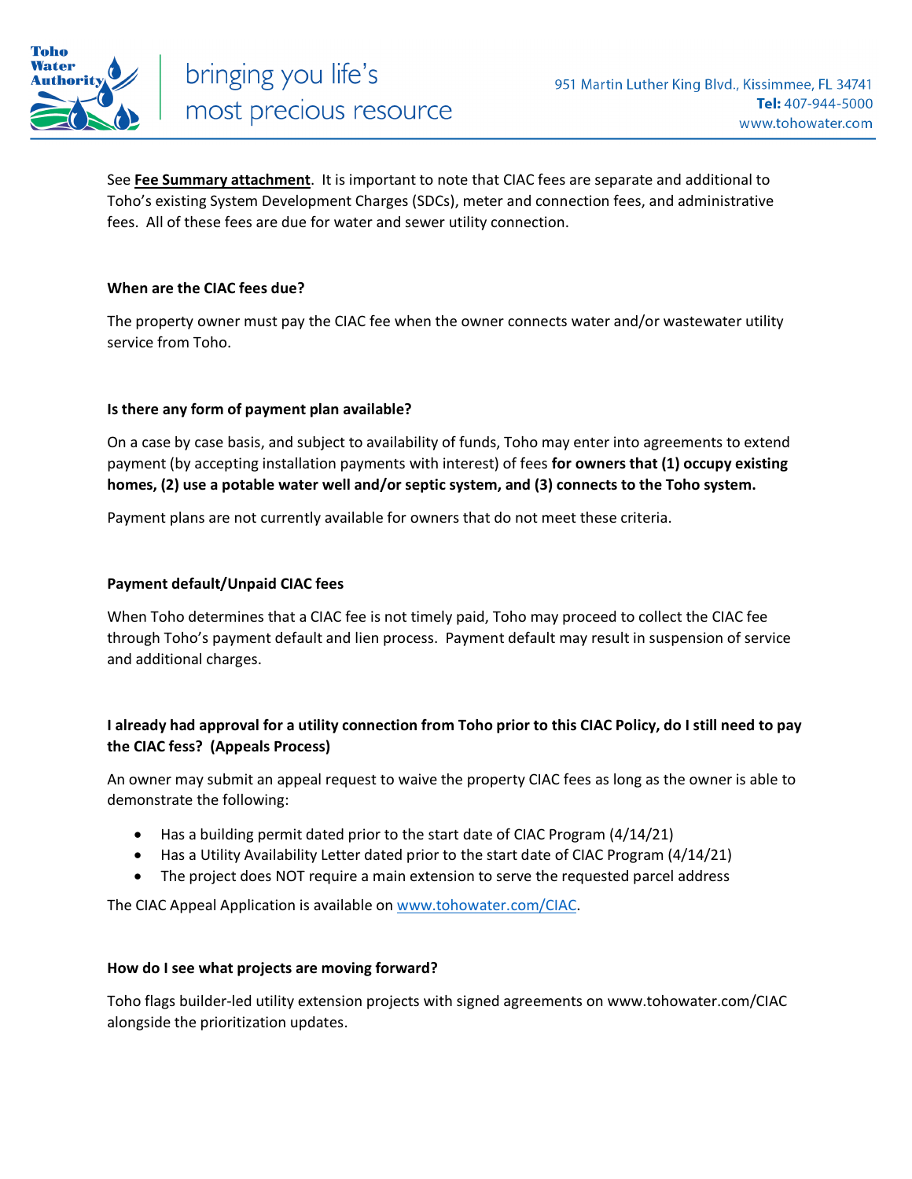See **Fee Summary attachment**. It is important to note that CIAC fees are separate and additional to Toho's existing System Development Charges (SDCs), meter and connection fees, and administrative fees. All of these fees are due for water and sewer utility connection.

**When are the CIAC fees due?**

The property owner must pay the CIAC fee when the owner connects water and/or wastewater utility service from Toho.

**Is there any form of payment plan available?**

On a case by case basis, and subject to availability of funds, Toho may enter into agreements to extend payment (by accepting installation payments with interest) of fees **for owners that (1) occupy existing homes, (2) use a potable water well and/or septic system, and (3) connects to the Toho system.**

Payment plans are not currently available for owners that do not meet these criteria.

**Payment default/Unpaid CIAC fees**

When Toho determines that a CIAC fee is not timely paid, Toho may proceed to collect the CIAC fee through Toho's payment default and lien process. Payment default may result in suspension of service and additional charges.

**I already had approval for a utility connection from Toho prior to this CIAC Policy, do I still need to pay the CIAC fess? (Appeals Process)**

An owner may submit an appeal request to waive the property CIAC fees as long as the owner is able to demonstrate the following:

- Has a building permit dated prior to the start date of CIAC Program (4/14/21)
- Has a Utility Availability Letter dated prior to the start date of CIAC Program (4/14/21)
- The project does NOT require a main extension to serve the requested parcel address

The CIAC Appeal Application is available on [www.tohowater.com/CIAC](www.tohowater.com/CIAC).

**How do I see what projects are moving forward?**

Toho flags builder-led utility extension projects with signed agreements on www.tohowater.com/CIAC alongside the prioritization updates.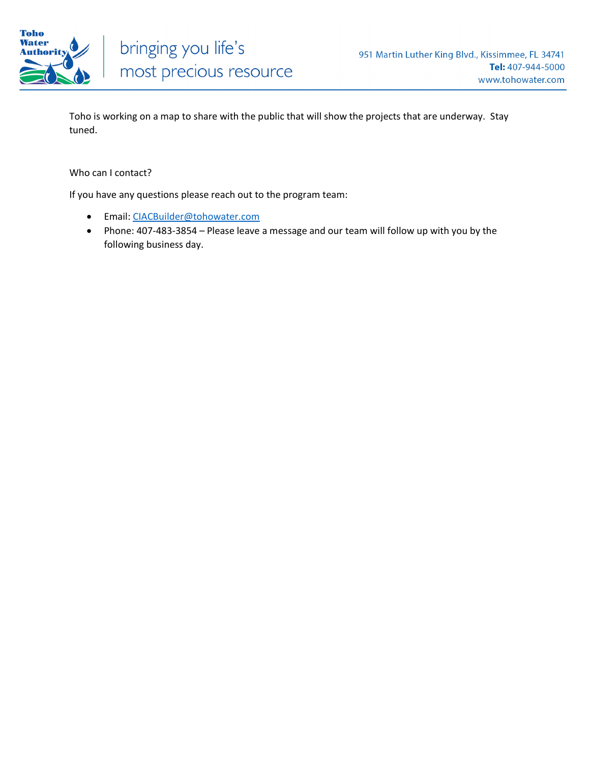Toho is working on a map to share with the public that will show the projects that are underway. Stay tuned.

Who can I contact?

If you have any questions please reach out to the program team:

- Email: CIACBuilder@tohowater.com
- Phone: 407-483-3854 – Please leave a message and our team will follow up with you by the following business day.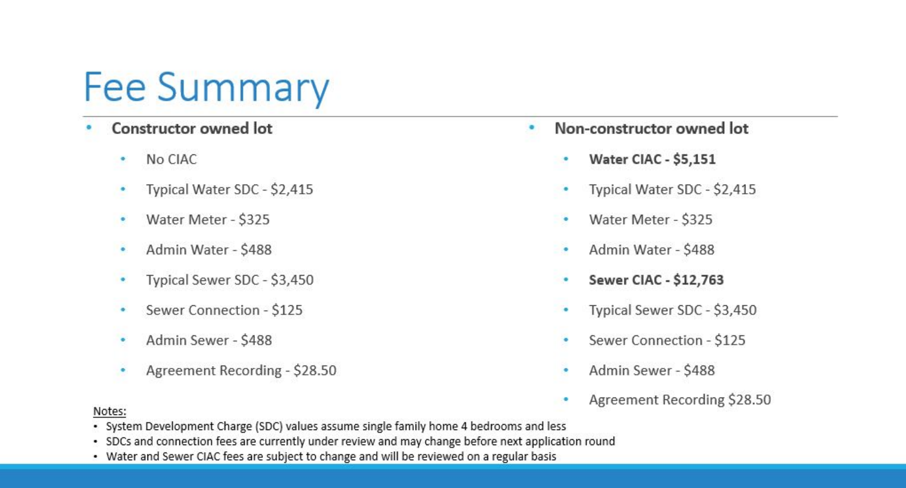# Fee Summary

- **Constructor owned lot**
  - No CIAC
  - Typical Water SDC - $2,415
  - Water Meter - $325
  - Admin Water - $488
  - Typical Sewer SDC - $3,450
  - Sewer Connection - $125
  - Admin Sewer - $488
  - Agreement Recording - $28.50

- **Non-constructor owned lot**
  - **Water CIAC - $5,151**
  - Typical Water SDC - $2,415
  - Water Meter - $325
  - Admin Water - $488
  - **Sewer CIAC - $12,763**
  - Typical Sewer SDC - $3,450
  - Sewer Connection - $125
  - Admin Sewer - $488
  - Agreement Recording $28.50

Notes:

- System Development Charge (SDC) values assume single family home 4 bedrooms and less
- SDCs and connection fees are currently under review and may change before next application round
- Water and Sewer CIAC fees are subject to change and will be reviewed on a regular basis